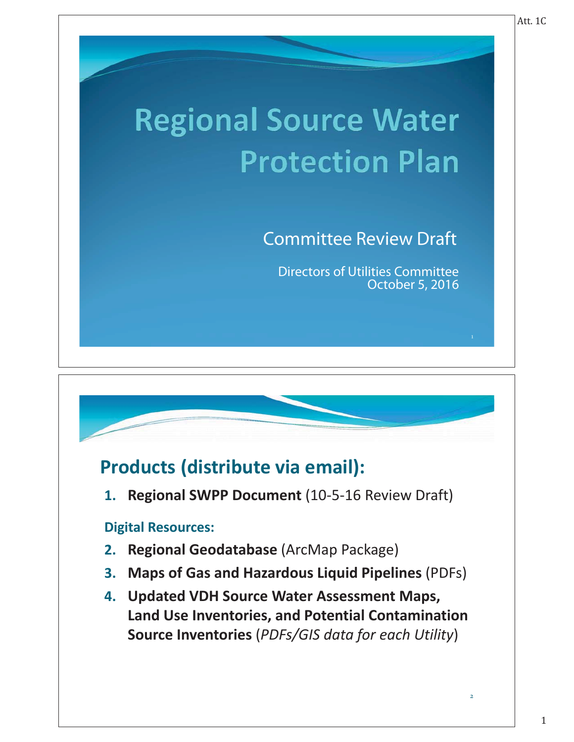Att. 1C

# Regional Source Water Protection Plan

Committee Review Draft

Directors of Utilities Committee
October 5, 2016

## Products (distribute via email):

1. **Regional SWPP Document** (10-5-16 Review Draft)

**Digital Resources:**

2. **Regional Geodatabase** (ArcMap Package)
3. **Maps of Gas and Hazardous Liquid Pipelines** (PDFs)
4. **Updated VDH Source Water Assessment Maps, Land Use Inventories, and Potential Contamination Source Inventories** (*PDFs/GIS data for each Utility*)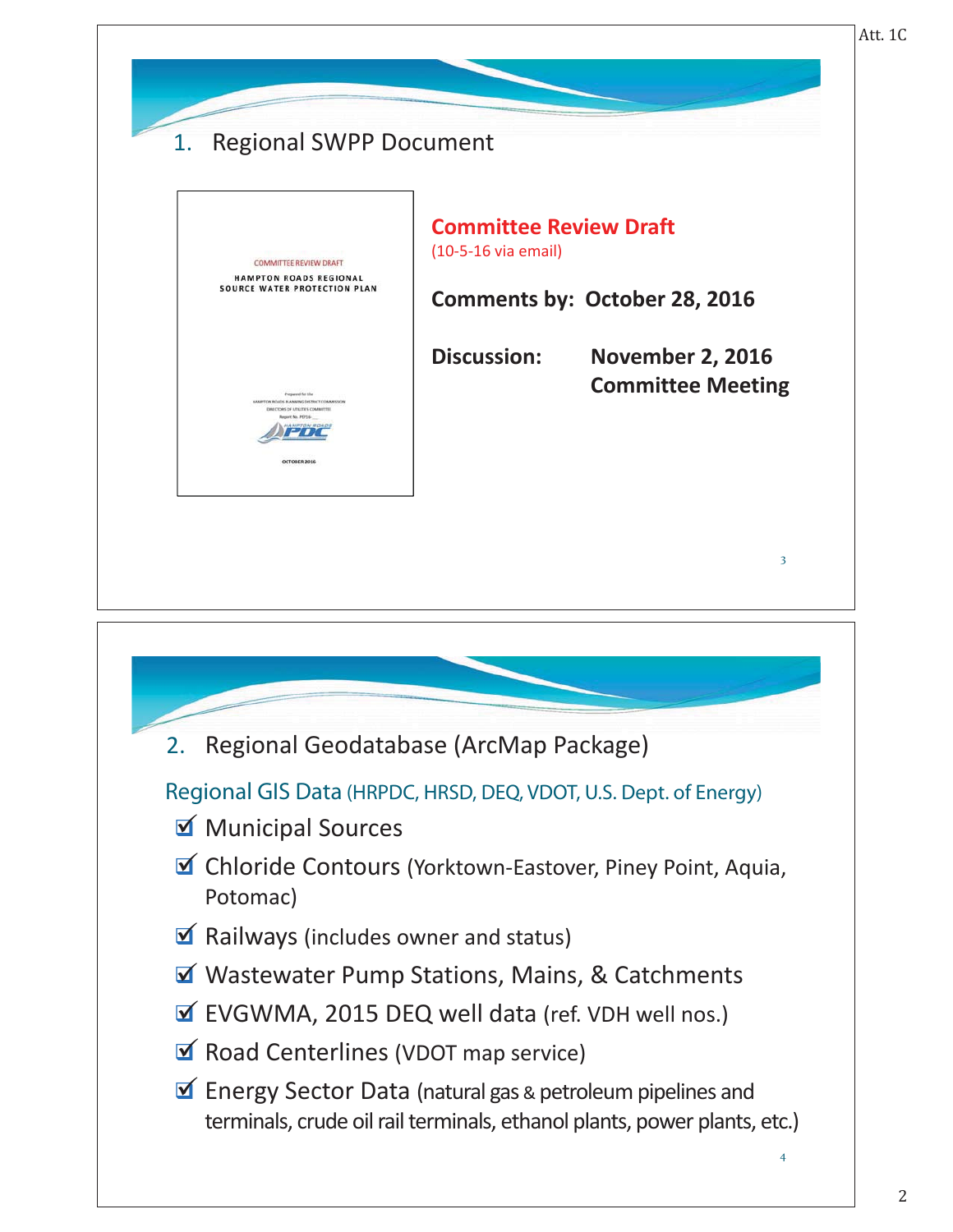Att. 1C

## 1. Regional SWPP Document

COMMITTEE REVIEW DRAFT

HAMPTON ROADS REGIONAL SOURCE WATER PROTECTION PLAN

Prepared for the HAMPTON ROADS PLANNING DISTRICT COMMISSION DIRECTORS OF UTILITIES COMMITTEE

Report No. PEP16-__

OCTOBER 2016

**Committee Review Draft**
(10-5-16 via email)

**Comments by: October 28, 2016**

**Discussion:** **November 2, 2016 Committee Meeting**

## 2. Regional Geodatabase (ArcMap Package)

Regional GIS Data (HRPDC, HRSD, DEQ, VDOT, U.S. Dept. of Energy)

- ☑ Municipal Sources
- ☑ Chloride Contours (Yorktown-Eastover, Piney Point, Aquia, Potomac)
- ☑ Railways (includes owner and status)
- ☑ Wastewater Pump Stations, Mains, & Catchments
- ☑ EVGWMA, 2015 DEQ well data (ref. VDH well nos.)
- ☑ Road Centerlines (VDOT map service)
- ☑ Energy Sector Data (natural gas & petroleum pipelines and terminals, crude oil rail terminals, ethanol plants, power plants, etc.)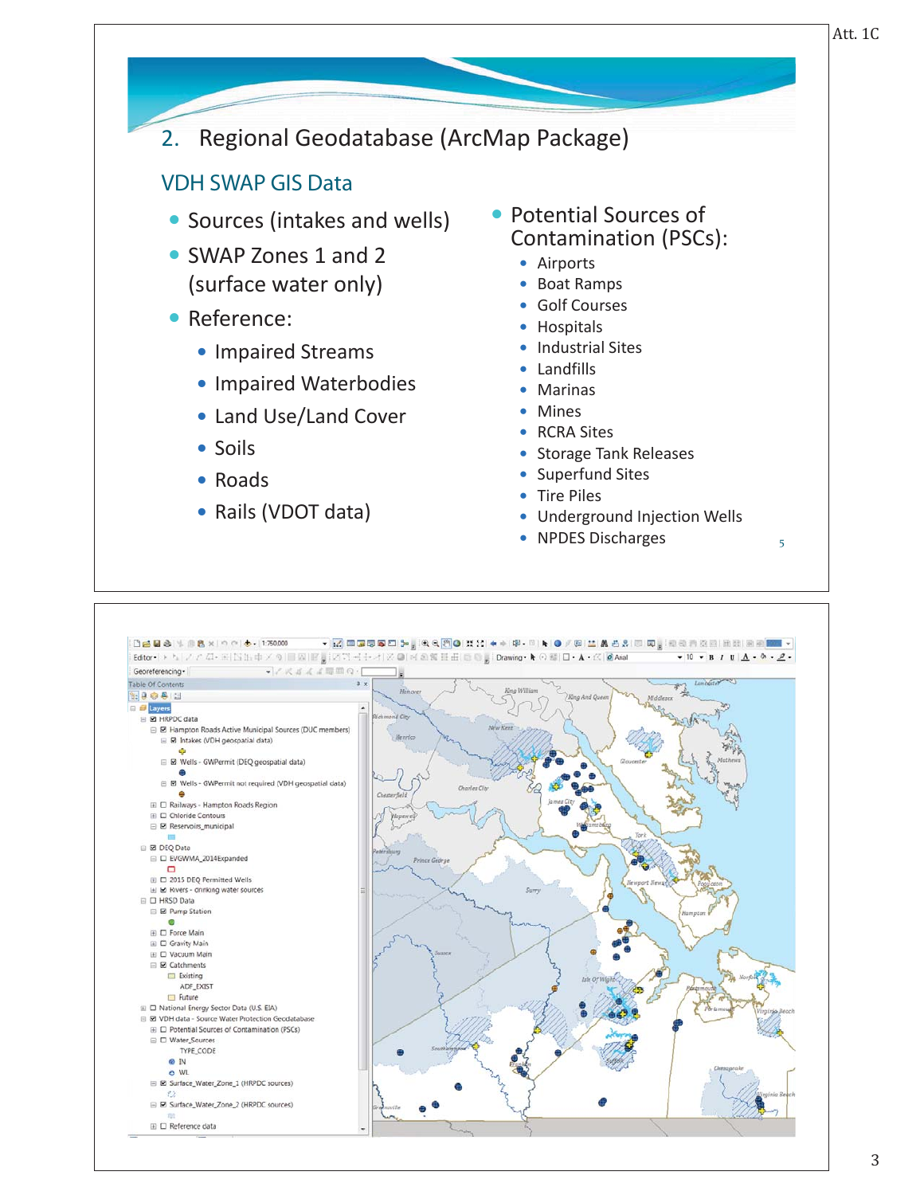## 2. Regional Geodatabase (ArcMap Package)

### VDH SWAP GIS Data

- Sources (intakes and wells)
- SWAP Zones 1 and 2 (surface water only)
- Reference:
  - Impaired Streams
  - Impaired Waterbodies
  - Land Use/Land Cover
  - Soils
  - Roads
  - Rails (VDOT data)

- Potential Sources of Contamination (PSCs):
  - Airports
  - Boat Ramps
  - Golf Courses
  - Hospitals
  - Industrial Sites
  - Landfills
  - Marinas
  - Mines
  - RCRA Sites
  - Storage Tank Releases
  - Superfund Sites
  - Tire Piles
  - Underground Injection Wells
  - NPDES Discharges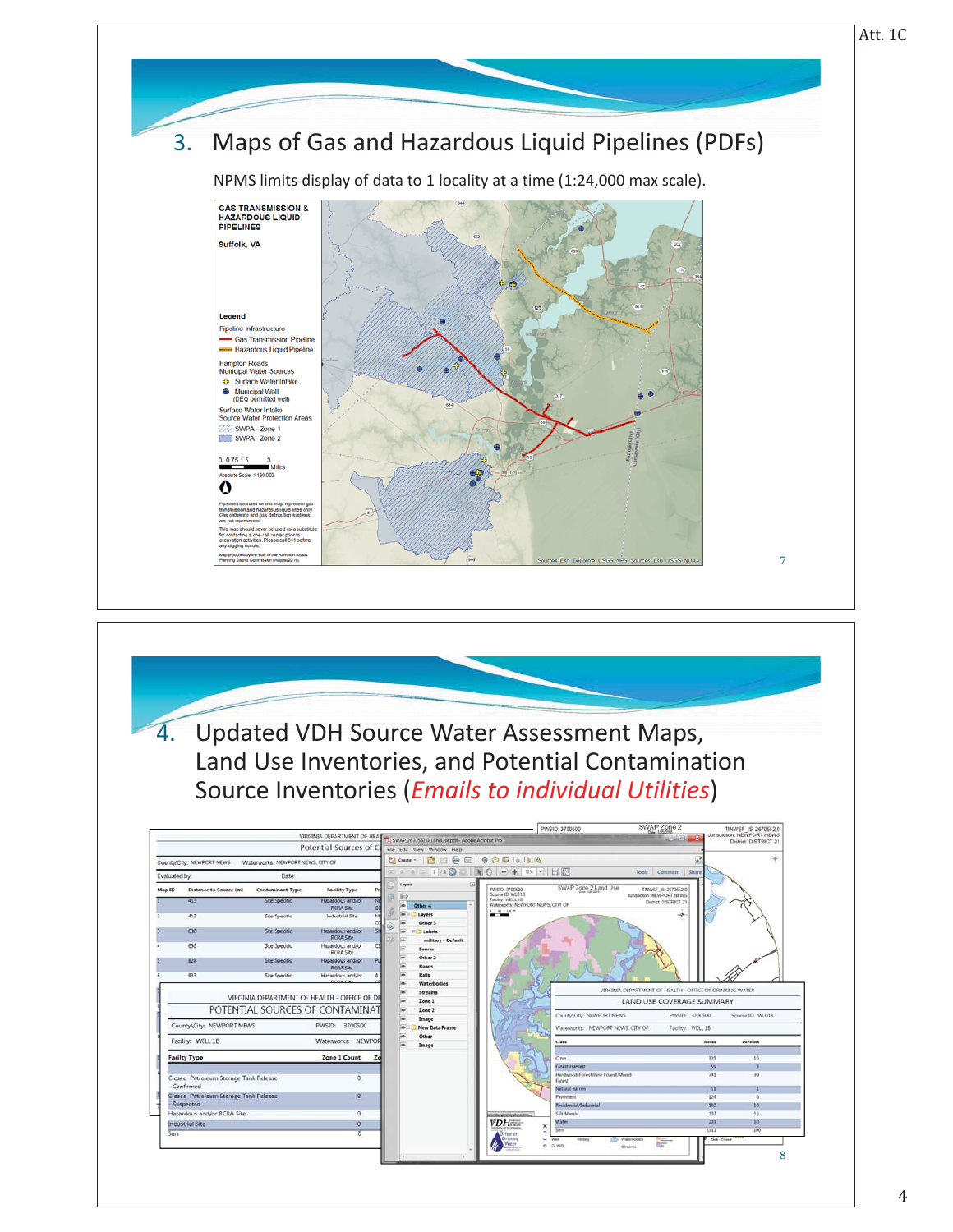## 3. Maps of Gas and Hazardous Liquid Pipelines (PDFs)

NPMS limits display of data to 1 locality at a time (1:24,000 max scale).

**GAS TRANSMISSION & HAZARDOUS LIQUID PIPELINES**

**Suffolk, VA**

**Legend**

Pipeline Infrastructure
- Gas Transmission Pipeline
- Hazardous Liquid Pipeline

Hampton Roads Municipal Water Sources
- Surface Water Intake
- Municipal Well (DEQ permitted well)

Surface Water Intake Source Water Protection Areas
- SWPA - Zone 1
- SWPA - Zone 2

0 0.75 1.5 3 Miles

Absolute Scale 1:180,000

Pipelines depicted on this map represent gas transmission and hazardous liquid lines only. Gas gathering and gas distribution systems are not represented.

This map should never be used as a substitute for contacting a one-call center prior to excavation activities. Please call 811 before any digging occurs.

Map produced by the staff of the Hampton Roads Planning District Commission (August 2011).

Sources: Esri, DeLorme, USGS, NPS, Sources: Esri, USGS, NOAA

7

## 4. Updated VDH Source Water Assessment Maps, Land Use Inventories, and Potential Contamination Source Inventories (*Emails to individual Utilities*)

8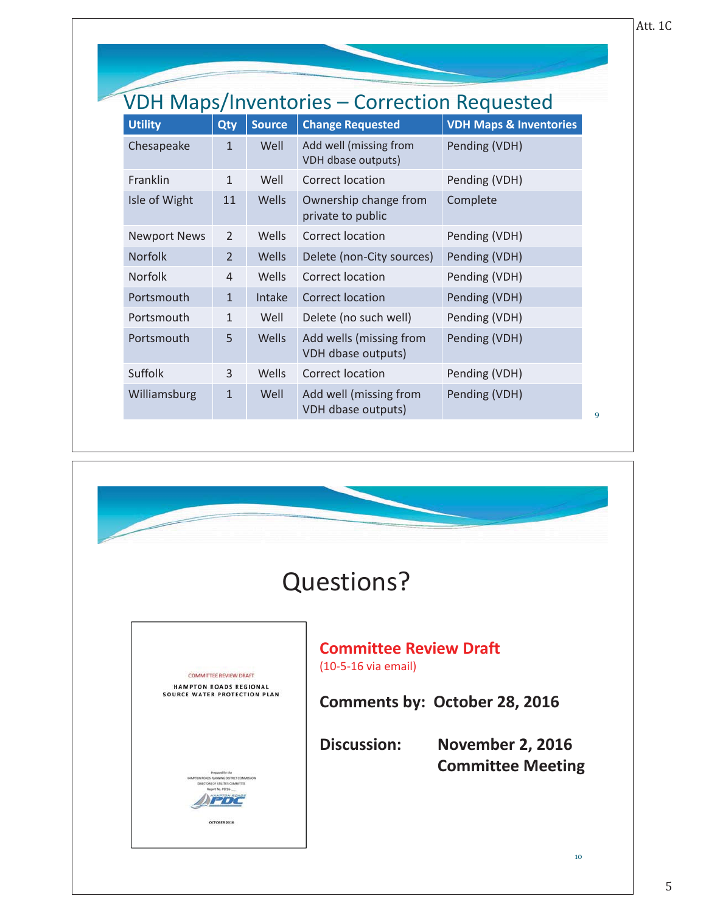Att. 1C

## VDH Maps/Inventories – Correction Requested

| Utility | Qty | Source | Change Requested | VDH Maps & Inventories |
|---|---|---|---|---|
| Chesapeake | 1 | Well | Add well (missing from VDH dbase outputs) | Pending (VDH) |
| Franklin | 1 | Well | Correct location | Pending (VDH) |
| Isle of Wight | 11 | Wells | Ownership change from private to public | Complete |
| Newport News | 2 | Wells | Correct location | Pending (VDH) |
| Norfolk | 2 | Wells | Delete (non-City sources) | Pending (VDH) |
| Norfolk | 4 | Wells | Correct location | Pending (VDH) |
| Portsmouth | 1 | Intake | Correct location | Pending (VDH) |
| Portsmouth | 1 | Well | Delete (no such well) | Pending (VDH) |
| Portsmouth | 5 | Wells | Add wells (missing from VDH dbase outputs) | Pending (VDH) |
| Suffolk | 3 | Wells | Correct location | Pending (VDH) |
| Williamsburg | 1 | Well | Add well (missing from VDH dbase outputs) | Pending (VDH) |

## Questions?

COMMITTEE REVIEW DRAFT
HAMPTON ROADS REGIONAL SOURCE WATER PROTECTION PLAN

Prepared for the
HAMPTON ROADS PLANNING DISTRICT COMMISSION
DIRECTORS OF UTILITIES COMMITTEE
Report No. PEP16-__

HAMPTON ROADS PDC

OCTOBER 2016

**Committee Review Draft**
(10-5-16 via email)

**Comments by: October 28, 2016**

**Discussion: November 2, 2016 Committee Meeting**